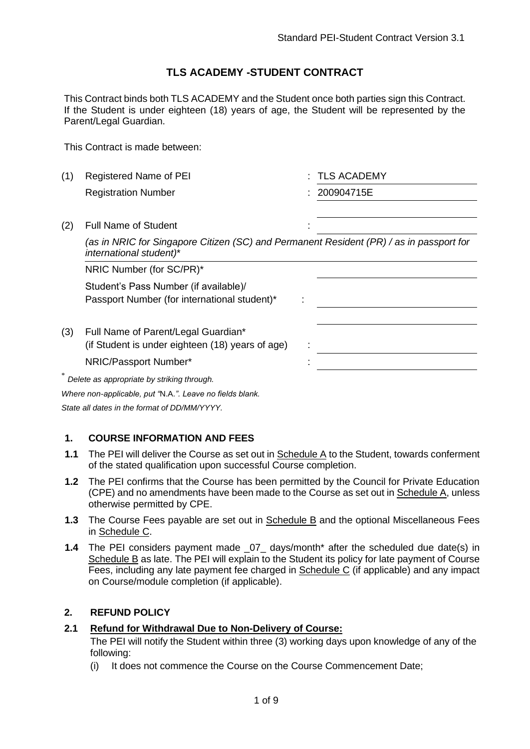Standard PEI-Student Contract Version 3.1

# TLS ACADEMY -STUDENT CONTRACT

This Contract binds both TLS ACADEMY and the Student once both parties sign this Contract. If the Student is under eighteen (18) years of age, the Student will be represented by the Parent/Legal Guardian.

This Contract is made between:

| | | |
|---|---|---|
| (1) | Registered Name of PEI | : TLS ACADEMY |
| | Registration Number | : 200904715E |
| (2) | Full Name of Student<br>*(as in NRIC for Singapore Citizen (SC) and Permanent Resident (PR) / as in passport for international student)** | : |
| | NRIC Number (for SC/PR)* | |
| | Student's Pass Number (if available)/<br>Passport Number (for international student)* | : |
| (3) | Full Name of Parent/Legal Guardian*<br>(if Student is under eighteen (18) years of age) | : |
| | NRIC/Passport Number* | : |

*\* Delete as appropriate by striking through.*

*Where non-applicable, put "N.A.". Leave no fields blank.*

*State all dates in the format of DD/MM/YYYY.*

## 1. COURSE INFORMATION AND FEES

**1.1** The PEI will deliver the Course as set out in Schedule A to the Student, towards conferment of the stated qualification upon successful Course completion.

**1.2** The PEI confirms that the Course has been permitted by the Council for Private Education (CPE) and no amendments have been made to the Course as set out in Schedule A, unless otherwise permitted by CPE.

**1.3** The Course Fees payable are set out in Schedule B and the optional Miscellaneous Fees in Schedule C.

**1.4** The PEI considers payment made _07_ days/month* after the scheduled due date(s) in Schedule B as late. The PEI will explain to the Student its policy for late payment of Course Fees, including any late payment fee charged in Schedule C (if applicable) and any impact on Course/module completion (if applicable).

## 2. REFUND POLICY

**2.1 Refund for Withdrawal Due to Non-Delivery of Course:**

The PEI will notify the Student within three (3) working days upon knowledge of any of the following:

(i) It does not commence the Course on the Course Commencement Date;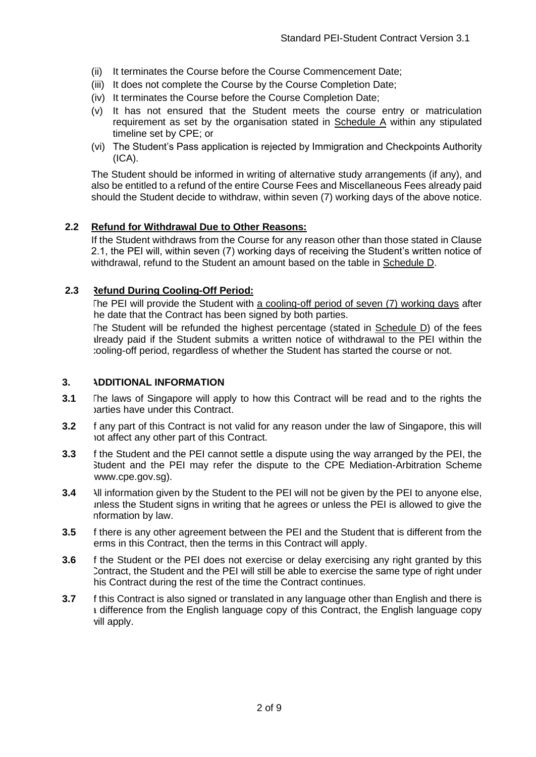(ii) It terminates the Course before the Course Commencement Date;

(iii) It does not complete the Course by the Course Completion Date;

(iv) It terminates the Course before the Course Completion Date;

(v) It has not ensured that the Student meets the course entry or matriculation requirement as set by the organisation stated in Schedule A within any stipulated timeline set by CPE; or

(vi) The Student's Pass application is rejected by Immigration and Checkpoints Authority (ICA).

The Student should be informed in writing of alternative study arrangements (if any), and also be entitled to a refund of the entire Course Fees and Miscellaneous Fees already paid should the Student decide to withdraw, within seven (7) working days of the above notice.

**2.2 Refund for Withdrawal Due to Other Reasons:**

If the Student withdraws from the Course for any reason other than those stated in Clause 2.1, the PEI will, within seven (7) working days of receiving the Student's written notice of withdrawal, refund to the Student an amount based on the table in Schedule D.

**2.3 Refund During Cooling-Off Period:**

The PEI will provide the Student with a cooling-off period of seven (7) working days after the date that the Contract has been signed by both parties.

The Student will be refunded the highest percentage (stated in Schedule D) of the fees already paid if the Student submits a written notice of withdrawal to the PEI within the cooling-off period, regardless of whether the Student has started the course or not.

## 3. ADDITIONAL INFORMATION

**3.1** The laws of Singapore will apply to how this Contract will be read and to the rights the parties have under this Contract.

**3.2** If any part of this Contract is not valid for any reason under the law of Singapore, this will not affect any other part of this Contract.

**3.3** If the Student and the PEI cannot settle a dispute using the way arranged by the PEI, the Student and the PEI may refer the dispute to the CPE Mediation-Arbitration Scheme (www.cpe.gov.sg).

**3.4** All information given by the Student to the PEI will not be given by the PEI to anyone else, unless the Student signs in writing that he agrees or unless the PEI is allowed to give the information by law.

**3.5** If there is any other agreement between the PEI and the Student that is different from the terms in this Contract, then the terms in this Contract will apply.

**3.6** If the Student or the PEI does not exercise or delay exercising any right granted by this Contract, the Student and the PEI will still be able to exercise the same type of right under this Contract during the rest of the time the Contract continues.

**3.7** If this Contract is also signed or translated in any language other than English and there is a difference from the English language copy of this Contract, the English language copy will apply.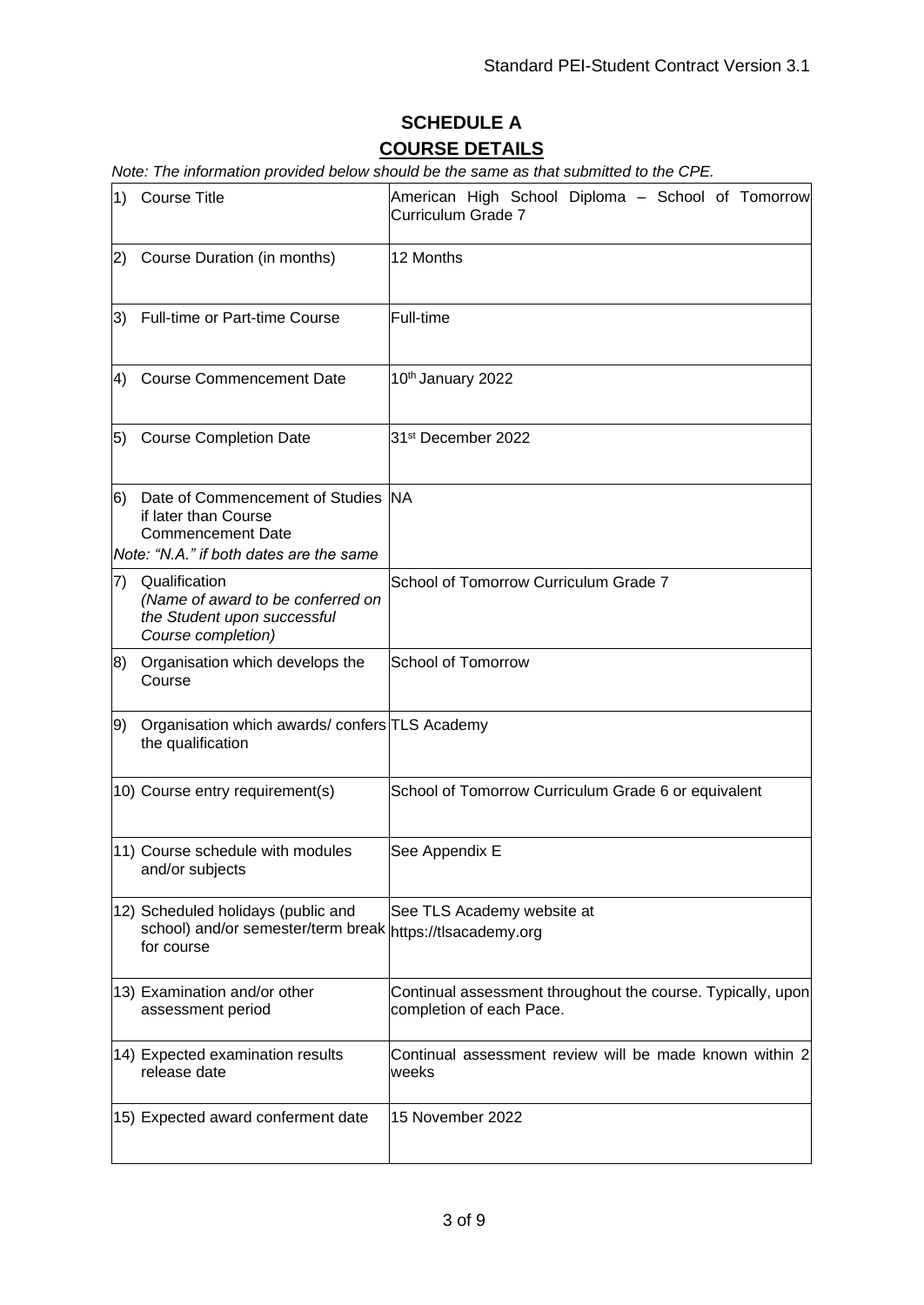# SCHEDULE A

## COURSE DETAILS

*Note: The information provided below should be the same as that submitted to the CPE.*

| | |
|---|---|
| 1) Course Title | American High School Diploma – School of Tomorrow Curriculum Grade 7 |
| 2) Course Duration (in months) | 12 Months |
| 3) Full-time or Part-time Course | Full-time |
| 4) Course Commencement Date | 10th January 2022 |
| 5) Course Completion Date | 31st December 2022 |
| 6) Date of Commencement of Studies if later than Course Commencement Date<br>*Note: "N.A." if both dates are the same* | NA |
| 7) Qualification<br>*(Name of award to be conferred on the Student upon successful Course completion)* | School of Tomorrow Curriculum Grade 7 |
| 8) Organisation which develops the Course | School of Tomorrow |
| 9) Organisation which awards/ confers the qualification | TLS Academy |
| 10) Course entry requirement(s) | School of Tomorrow Curriculum Grade 6 or equivalent |
| 11) Course schedule with modules and/or subjects | See Appendix E |
| 12) Scheduled holidays (public and school) and/or semester/term break for course | See TLS Academy website at https://tlsacademy.org |
| 13) Examination and/or other assessment period | Continual assessment throughout the course. Typically, upon completion of each Pace. |
| 14) Expected examination results release date | Continual assessment review will be made known within 2 weeks |
| 15) Expected award conferment date | 15 November 2022 |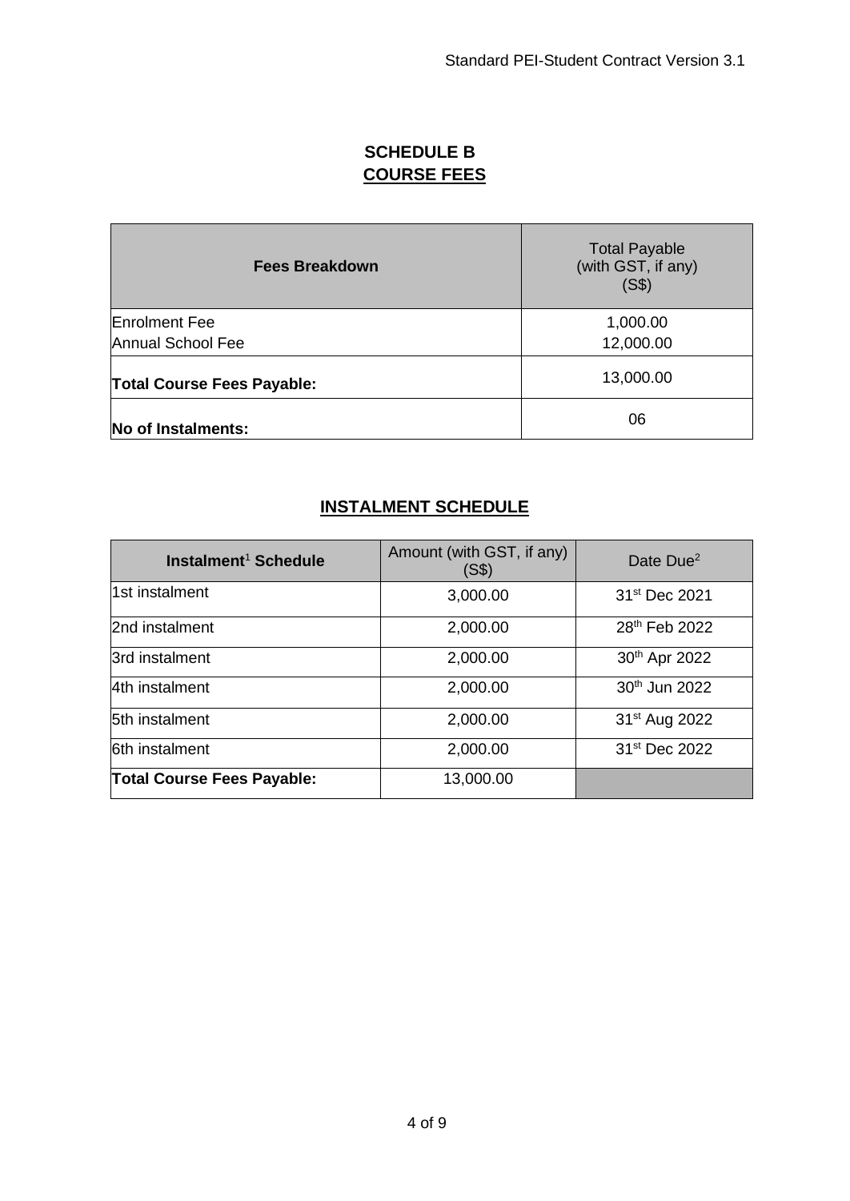# SCHEDULE B
## COURSE FEES

| Fees Breakdown | Total Payable (with GST, if any) (S$) |
|---|---|
| Enrolment Fee<br>Annual School Fee | 1,000.00<br>12,000.00 |
| **Total Course Fees Payable:** | 13,000.00 |
| **No of Instalments:** | 06 |

## INSTALMENT SCHEDULE

| Instalment[1] Schedule | Amount (with GST, if any) (S$) | Date Due[2] |
|---|---|---|
| 1st instalment | 3,000.00 | 31st Dec 2021 |
| 2nd instalment | 2,000.00 | 28th Feb 2022 |
| 3rd instalment | 2,000.00 | 30th Apr 2022 |
| 4th instalment | 2,000.00 | 30th Jun 2022 |
| 5th instalment | 2,000.00 | 31st Aug 2022 |
| 6th instalment | 2,000.00 | 31st Dec 2022 |
| **Total Course Fees Payable:** | 13,000.00 | |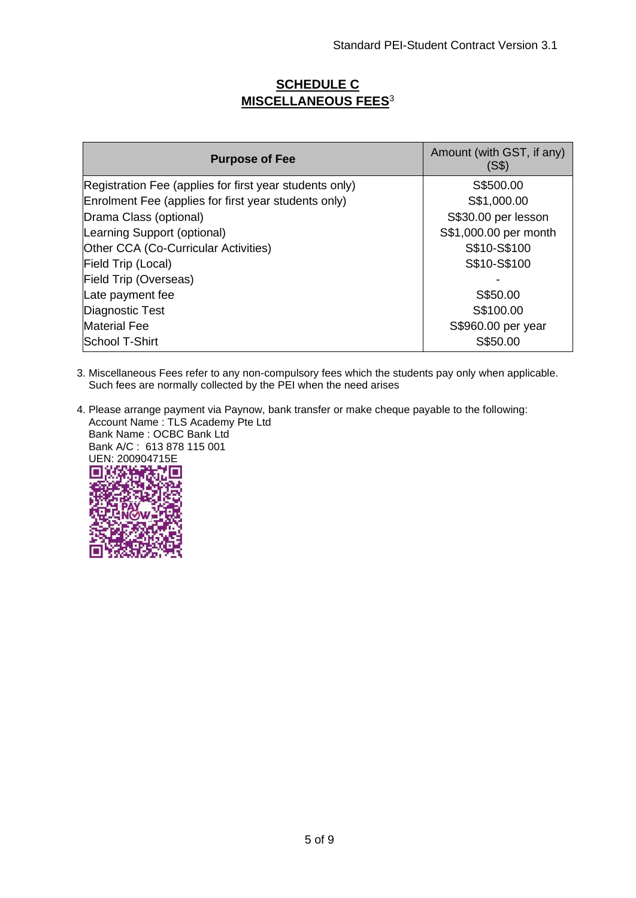## SCHEDULE C
## MISCELLANEOUS FEES[3]

| Purpose of Fee | Amount (with GST, if any) (S$) |
|---|---|
| Registration Fee (applies for first year students only) | S$500.00 |
| Enrolment Fee (applies for first year students only) | S$1,000.00 |
| Drama Class (optional) | S$30.00 per lesson |
| Learning Support (optional) | S$1,000.00 per month |
| Other CCA (Co-Curricular Activities) | S$10-S$100 |
| Field Trip (Local) | S$10-S$100 |
| Field Trip (Overseas) | - |
| Late payment fee | S$50.00 |
| Diagnostic Test | S$100.00 |
| Material Fee | S$960.00 per year |
| School T-Shirt | S$50.00 |

3. Miscellaneous Fees refer to any non-compulsory fees which the students pay only when applicable. Such fees are normally collected by the PEI when the need arises

4. Please arrange payment via Paynow, bank transfer or make cheque payable to the following:
   Account Name : TLS Academy Pte Ltd
   Bank Name : OCBC Bank Ltd
   Bank A/C : 613 878 115 001
   UEN: 200904715E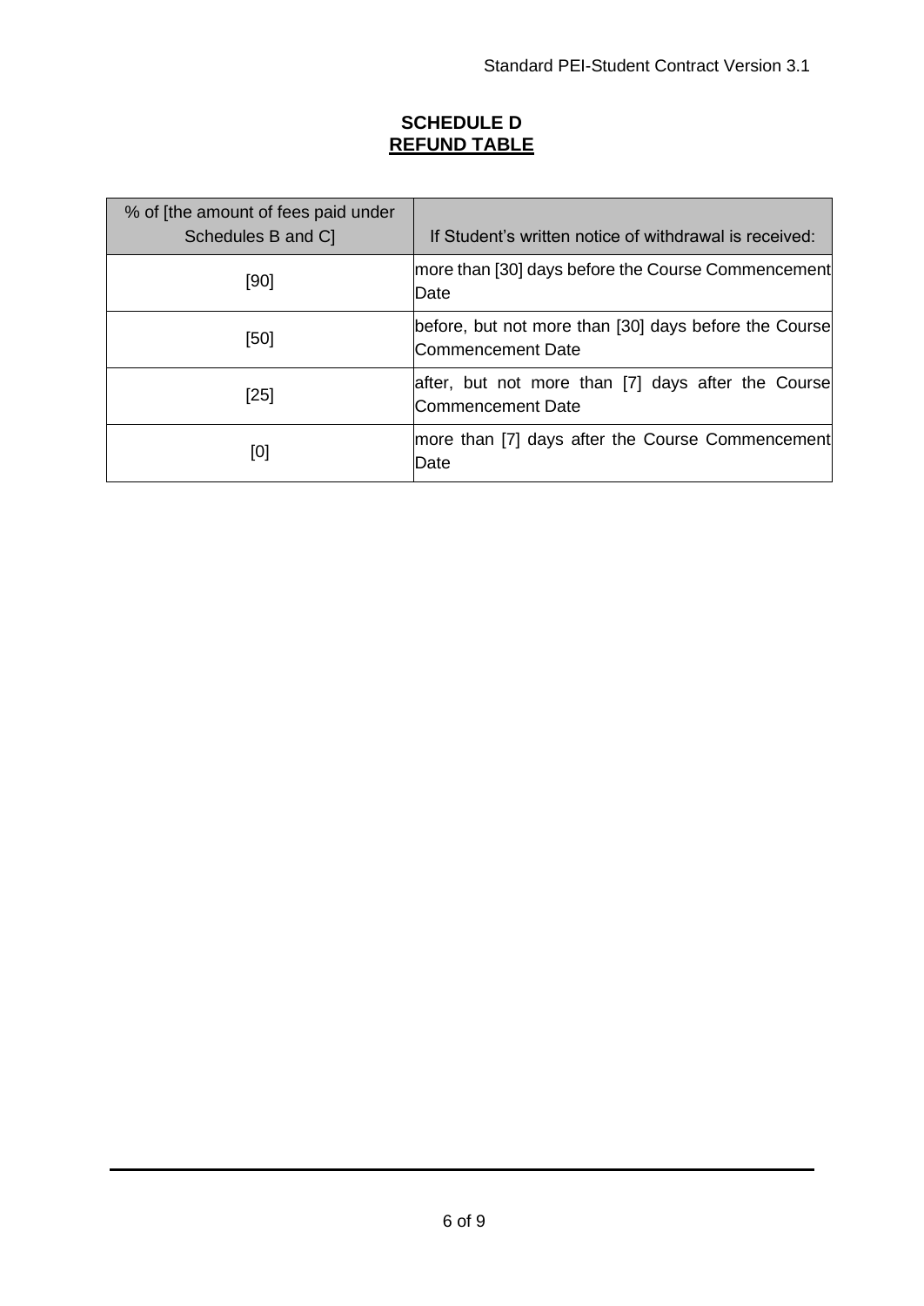## SCHEDULE D
## REFUND TABLE

| % of [the amount of fees paid under Schedules B and C] | If Student's written notice of withdrawal is received: |
| --- | --- |
| [90] | more than [30] days before the Course Commencement Date |
| [50] | before, but not more than [30] days before the Course Commencement Date |
| [25] | after, but not more than [7] days after the Course Commencement Date |
| [0] | more than [7] days after the Course Commencement Date |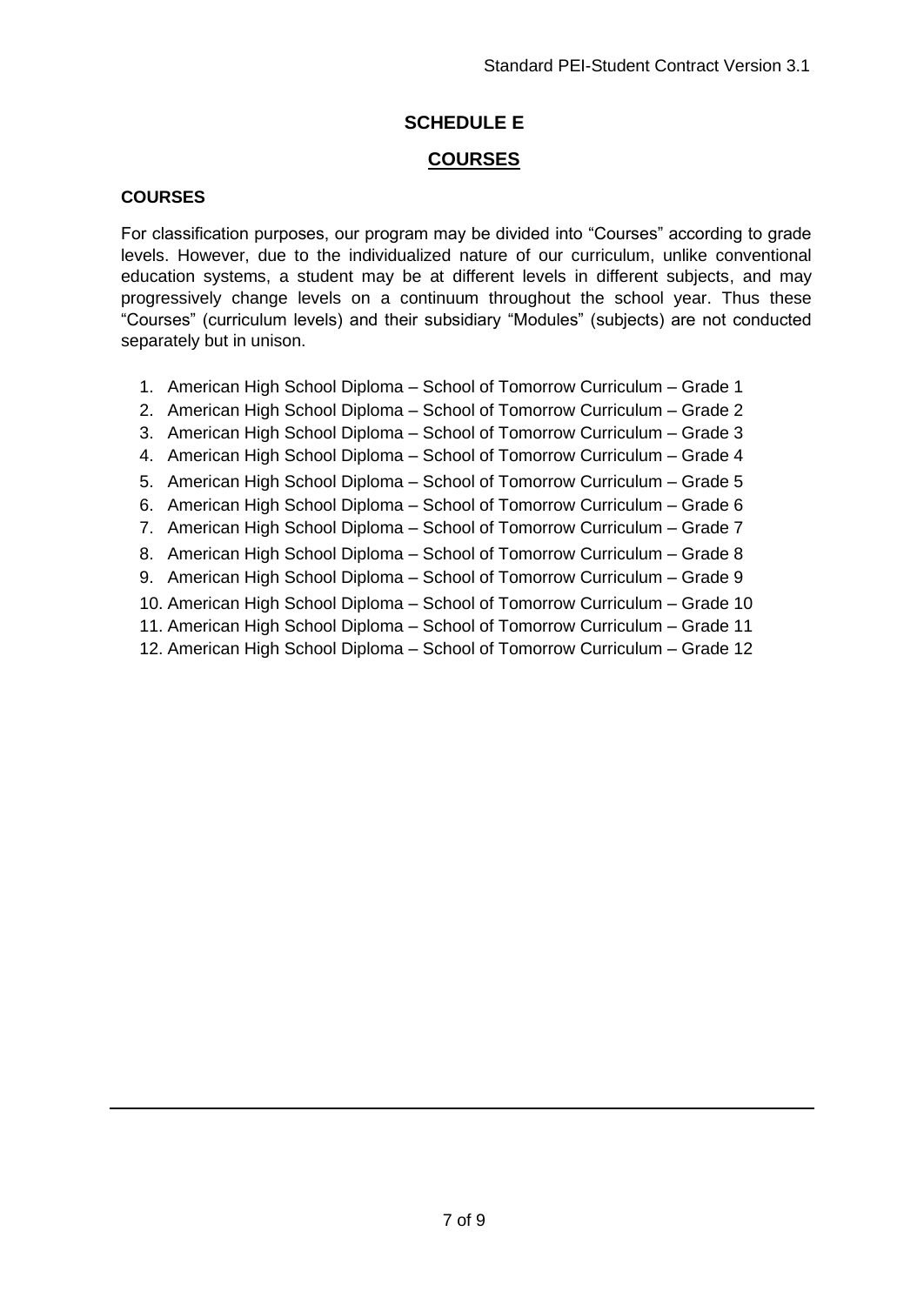# SCHEDULE E

## COURSES

### COURSES

For classification purposes, our program may be divided into "Courses" according to grade levels. However, due to the individualized nature of our curriculum, unlike conventional education systems, a student may be at different levels in different subjects, and may progressively change levels on a continuum throughout the school year. Thus these "Courses" (curriculum levels) and their subsidiary "Modules" (subjects) are not conducted separately but in unison.

1. American High School Diploma – School of Tomorrow Curriculum – Grade 1
2. American High School Diploma – School of Tomorrow Curriculum – Grade 2
3. American High School Diploma – School of Tomorrow Curriculum – Grade 3
4. American High School Diploma – School of Tomorrow Curriculum – Grade 4
5. American High School Diploma – School of Tomorrow Curriculum – Grade 5
6. American High School Diploma – School of Tomorrow Curriculum – Grade 6
7. American High School Diploma – School of Tomorrow Curriculum – Grade 7
8. American High School Diploma – School of Tomorrow Curriculum – Grade 8
9. American High School Diploma – School of Tomorrow Curriculum – Grade 9
10. American High School Diploma – School of Tomorrow Curriculum – Grade 10
11. American High School Diploma – School of Tomorrow Curriculum – Grade 11
12. American High School Diploma – School of Tomorrow Curriculum – Grade 12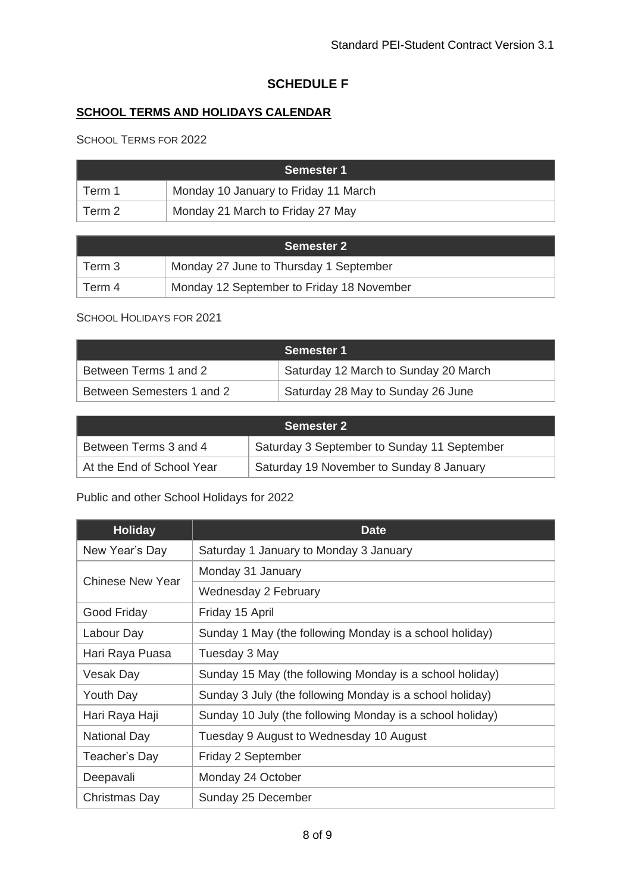# SCHEDULE F

## SCHOOL TERMS AND HOLIDAYS CALENDAR

SCHOOL TERMS FOR 2022

| Semester 1 | |
|---|---|
| Term 1 | Monday 10 January to Friday 11 March |
| Term 2 | Monday 21 March to Friday 27 May |

| Semester 2 | |
|---|---|
| Term 3 | Monday 27 June to Thursday 1 September |
| Term 4 | Monday 12 September to Friday 18 November |

SCHOOL HOLIDAYS FOR 2021

| Semester 1 | |
|---|---|
| Between Terms 1 and 2 | Saturday 12 March to Sunday 20 March |
| Between Semesters 1 and 2 | Saturday 28 May to Sunday 26 June |

| Semester 2 | |
|---|---|
| Between Terms 3 and 4 | Saturday 3 September to Sunday 11 September |
| At the End of School Year | Saturday 19 November to Sunday 8 January |

Public and other School Holidays for 2022

| Holiday | Date |
|---|---|
| New Year's Day | Saturday 1 January to Monday 3 January |
| Chinese New Year | Monday 31 January |
| | Wednesday 2 February |
| Good Friday | Friday 15 April |
| Labour Day | Sunday 1 May (the following Monday is a school holiday) |
| Hari Raya Puasa | Tuesday 3 May |
| Vesak Day | Sunday 15 May (the following Monday is a school holiday) |
| Youth Day | Sunday 3 July (the following Monday is a school holiday) |
| Hari Raya Haji | Sunday 10 July (the following Monday is a school holiday) |
| National Day | Tuesday 9 August to Wednesday 10 August |
| Teacher's Day | Friday 2 September |
| Deepavali | Monday 24 October |
| Christmas Day | Sunday 25 December |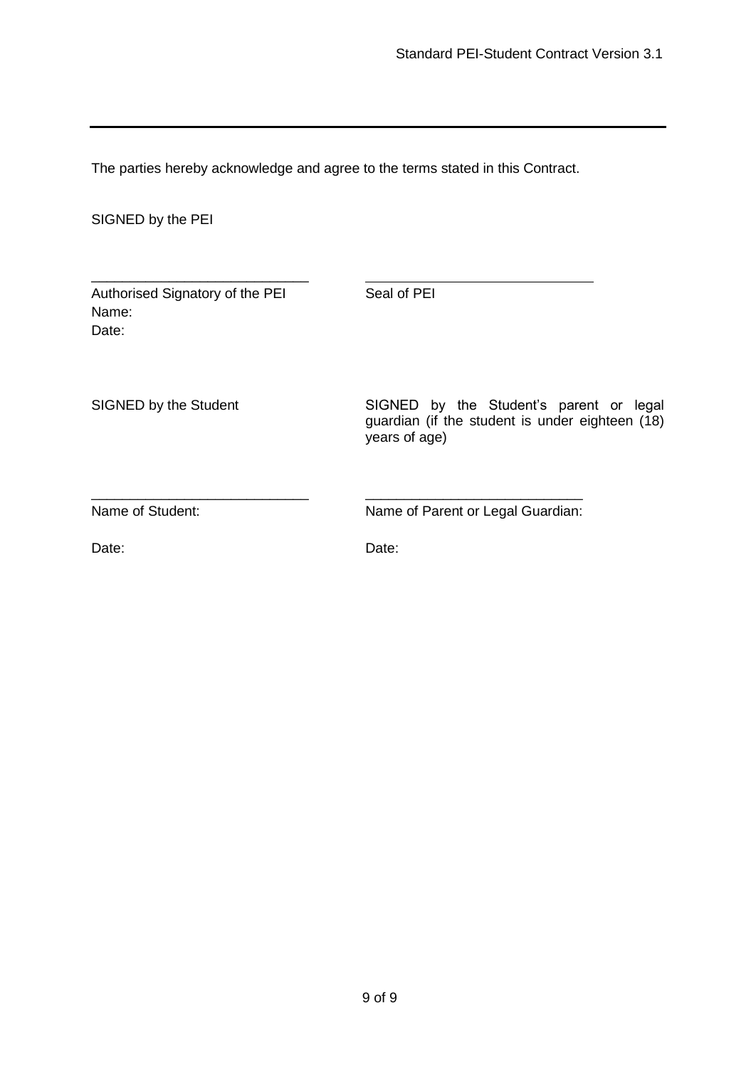The parties hereby acknowledge and agree to the terms stated in this Contract.

SIGNED by the PEI

| | |
|---|---|
| \_\_\_\_\_\_\_\_\_\_\_\_\_\_\_\_\_\_\_\_\_\_\_\_\_\_\_\_ | \_\_\_\_\_\_\_\_\_\_\_\_\_\_\_\_\_\_\_\_\_\_\_\_\_\_\_\_ |
| Authorised Signatory of the PEI<br>Name:<br>Date: | Seal of PEI |
| SIGNED by the Student | SIGNED by the Student's parent or legal guardian (if the student is under eighteen (18) years of age) |
| \_\_\_\_\_\_\_\_\_\_\_\_\_\_\_\_\_\_\_\_\_\_\_\_\_\_\_\_ | \_\_\_\_\_\_\_\_\_\_\_\_\_\_\_\_\_\_\_\_\_\_\_\_\_\_\_\_ |
| Name of Student: | Name of Parent or Legal Guardian: |
| Date: | Date: |